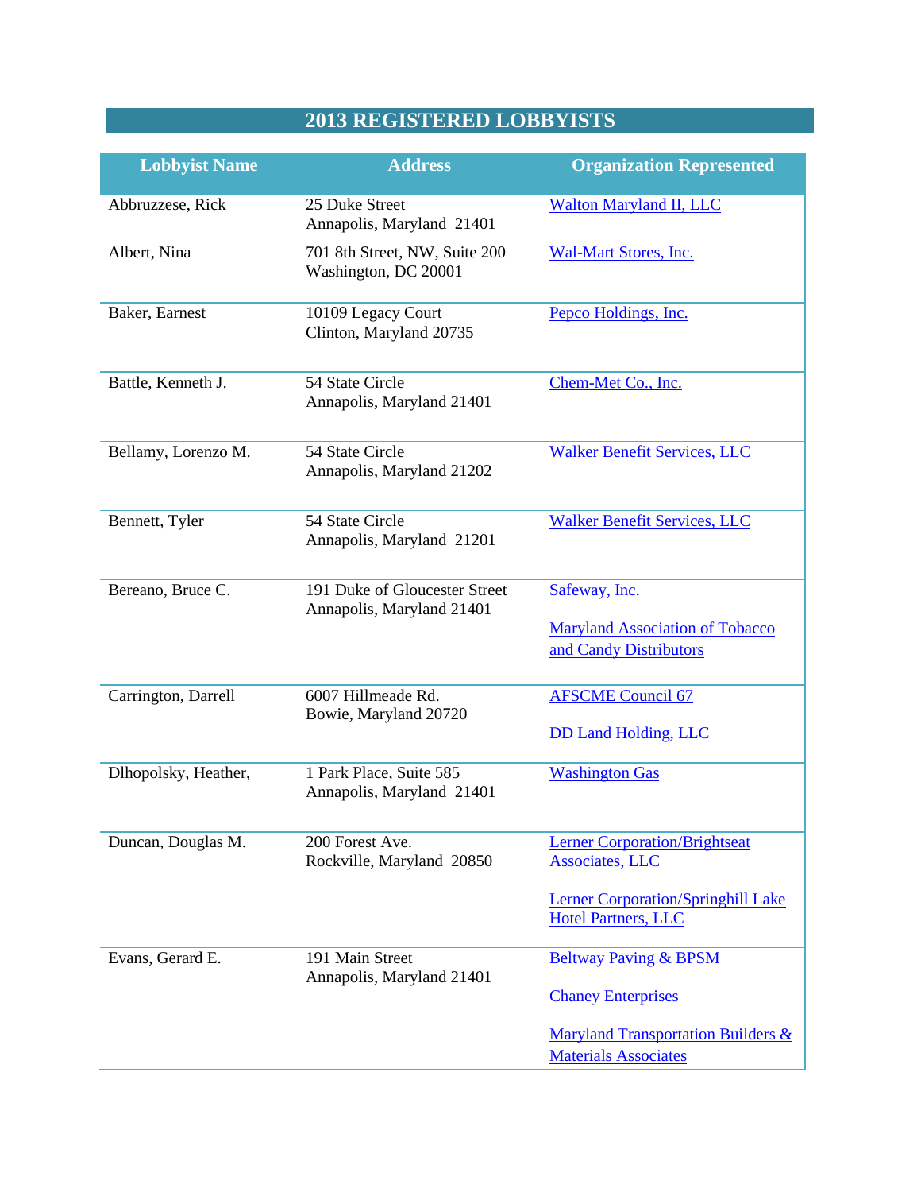# 2013 REGISTERED LOBBYISTS

| Lobbyist Name | Address | Organization Represented |
|---|---|---|
| Abbruzzese, Rick | 25 Duke Street<br>Annapolis, Maryland 21401 | Walton Maryland II, LLC |
| Albert, Nina | 701 8th Street, NW, Suite 200<br>Washington, DC 20001 | Wal-Mart Stores, Inc. |
| Baker, Earnest | 10109 Legacy Court<br>Clinton, Maryland 20735 | Pepco Holdings, Inc. |
| Battle, Kenneth J. | 54 State Circle<br>Annapolis, Maryland 21401 | Chem-Met Co., Inc. |
| Bellamy, Lorenzo M. | 54 State Circle<br>Annapolis, Maryland 21202 | Walker Benefit Services, LLC |
| Bennett, Tyler | 54 State Circle<br>Annapolis, Maryland 21201 | Walker Benefit Services, LLC |
| Bereano, Bruce C. | 191 Duke of Gloucester Street<br>Annapolis, Maryland 21401 | Safeway, Inc.<br><br>Maryland Association of Tobacco and Candy Distributors |
| Carrington, Darrell | 6007 Hillmeade Rd.<br>Bowie, Maryland 20720 | AFSCME Council 67<br><br>DD Land Holding, LLC |
| Dlhopolsky, Heather, | 1 Park Place, Suite 585<br>Annapolis, Maryland 21401 | Washington Gas |
| Duncan, Douglas M. | 200 Forest Ave.<br>Rockville, Maryland 20850 | Lerner Corporation/Brightseat Associates, LLC<br><br>Lerner Corporation/Springhill Lake Hotel Partners, LLC |
| Evans, Gerard E. | 191 Main Street<br>Annapolis, Maryland 21401 | Beltway Paving & BPSM<br><br>Chaney Enterprises<br><br>Maryland Transportation Builders & Materials Associates |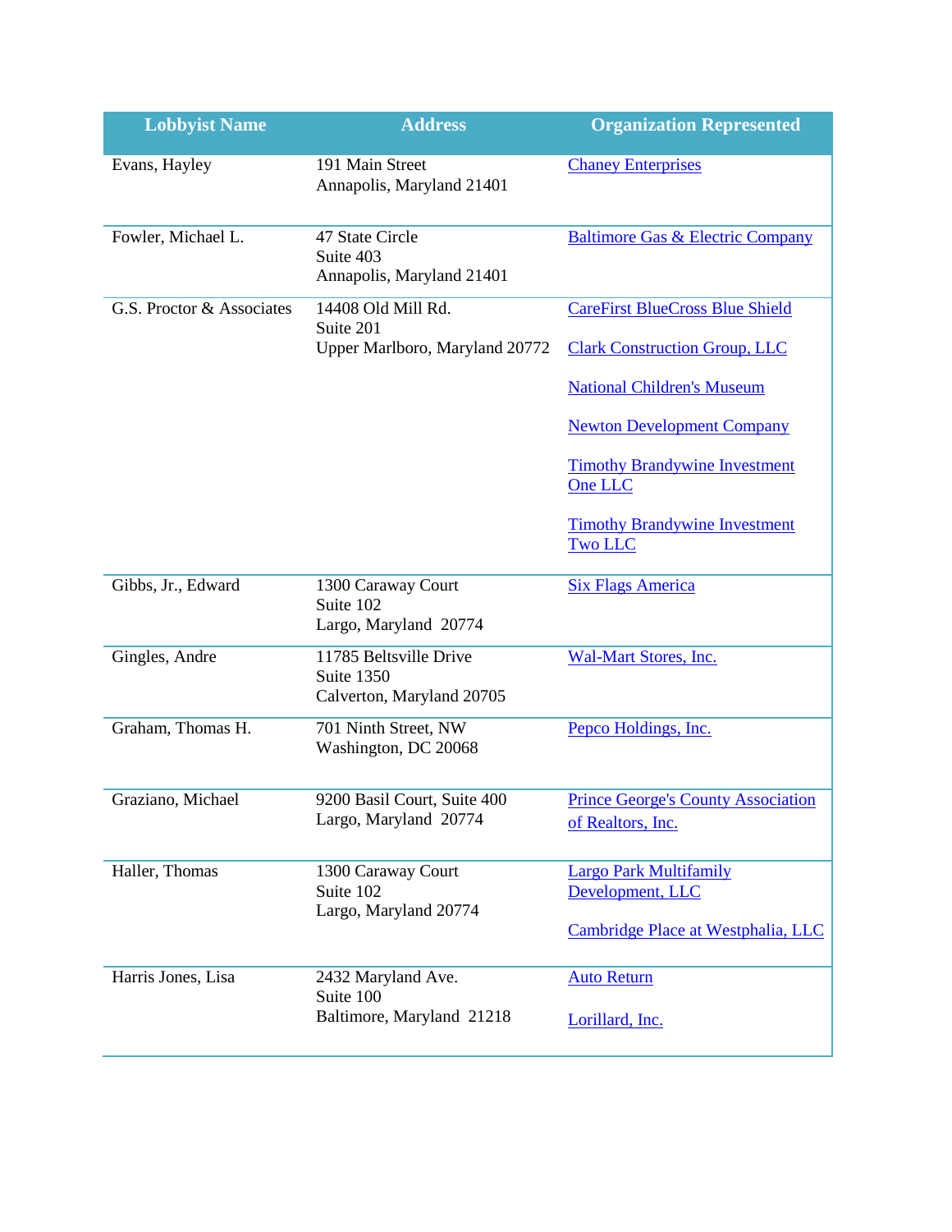| Lobbyist Name | Address | Organization Represented |
|---|---|---|
| Evans, Hayley | 191 Main Street<br>Annapolis, Maryland 21401 | Chaney Enterprises |
| Fowler, Michael L. | 47 State Circle<br>Suite 403<br>Annapolis, Maryland 21401 | Baltimore Gas & Electric Company |
| G.S. Proctor & Associates | 14408 Old Mill Rd.<br>Suite 201<br>Upper Marlboro, Maryland 20772 | CareFirst BlueCross Blue Shield<br><br>Clark Construction Group, LLC<br><br>National Children's Museum<br><br>Newton Development Company<br><br>Timothy Brandywine Investment One LLC<br><br>Timothy Brandywine Investment Two LLC |
| Gibbs, Jr., Edward | 1300 Caraway Court<br>Suite 102<br>Largo, Maryland 20774 | Six Flags America |
| Gingles, Andre | 11785 Beltsville Drive<br>Suite 1350<br>Calverton, Maryland 20705 | Wal-Mart Stores, Inc. |
| Graham, Thomas H. | 701 Ninth Street, NW<br>Washington, DC 20068 | Pepco Holdings, Inc. |
| Graziano, Michael | 9200 Basil Court, Suite 400<br>Largo, Maryland 20774 | Prince George's County Association of Realtors, Inc. |
| Haller, Thomas | 1300 Caraway Court<br>Suite 102<br>Largo, Maryland 20774 | Largo Park Multifamily Development, LLC<br><br>Cambridge Place at Westphalia, LLC |
| Harris Jones, Lisa | 2432 Maryland Ave.<br>Suite 100<br>Baltimore, Maryland 21218 | Auto Return<br><br>Lorillard, Inc. |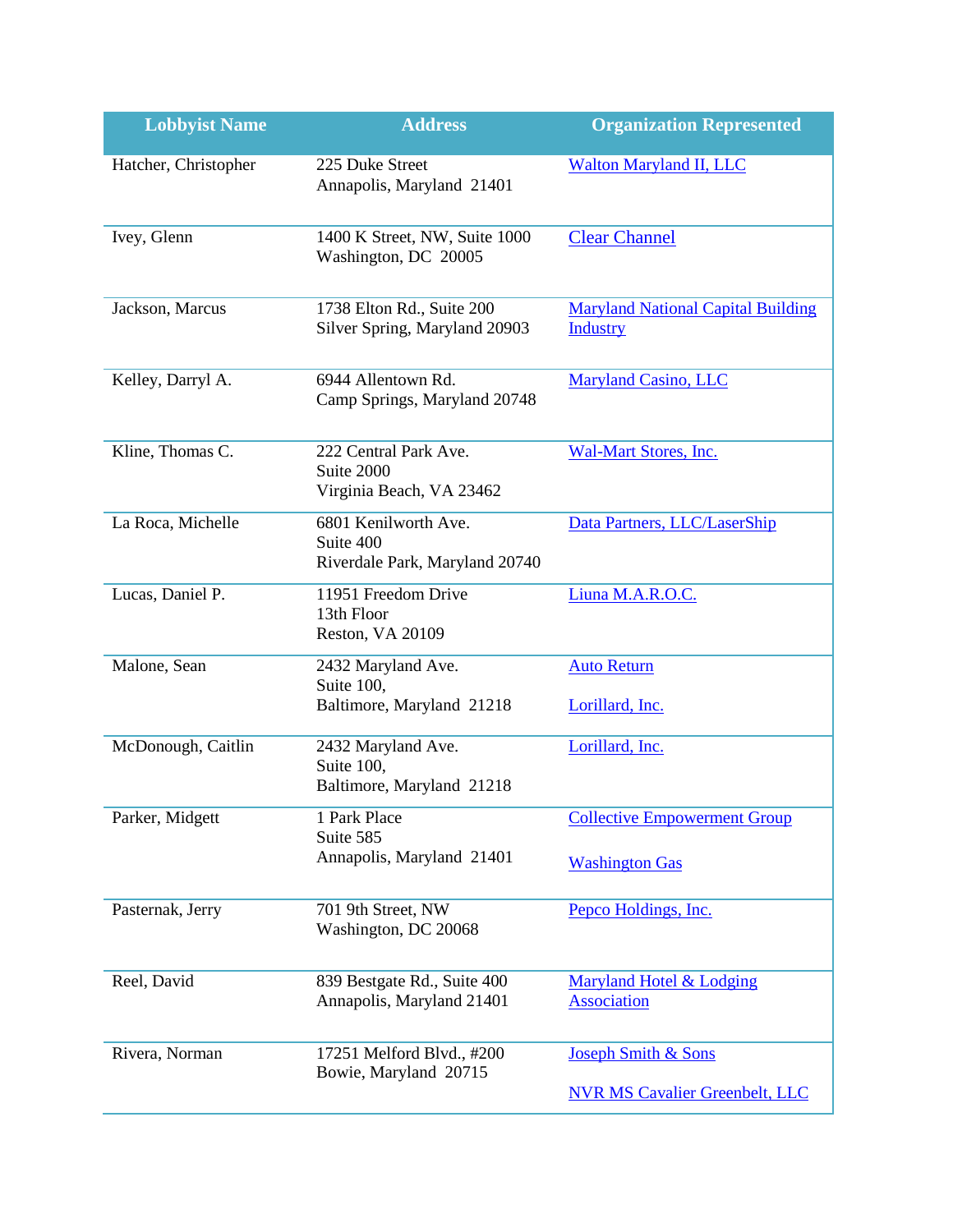| Lobbyist Name | Address | Organization Represented |
| --- | --- | --- |
| Hatcher, Christopher | 225 Duke Street<br>Annapolis, Maryland 21401 | Walton Maryland II, LLC |
| Ivey, Glenn | 1400 K Street, NW, Suite 1000<br>Washington, DC 20005 | Clear Channel |
| Jackson, Marcus | 1738 Elton Rd., Suite 200<br>Silver Spring, Maryland 20903 | Maryland National Capital Building Industry |
| Kelley, Darryl A. | 6944 Allentown Rd.<br>Camp Springs, Maryland 20748 | Maryland Casino, LLC |
| Kline, Thomas C. | 222 Central Park Ave.<br>Suite 2000<br>Virginia Beach, VA 23462 | Wal-Mart Stores, Inc. |
| La Roca, Michelle | 6801 Kenilworth Ave.<br>Suite 400<br>Riverdale Park, Maryland 20740 | Data Partners, LLC/LaserShip |
| Lucas, Daniel P. | 11951 Freedom Drive<br>13th Floor<br>Reston, VA 20109 | Liuna M.A.R.O.C. |
| Malone, Sean | 2432 Maryland Ave.<br>Suite 100,<br>Baltimore, Maryland 21218 | Auto Return<br><br>Lorillard, Inc. |
| McDonough, Caitlin | 2432 Maryland Ave.<br>Suite 100,<br>Baltimore, Maryland 21218 | Lorillard, Inc. |
| Parker, Midgett | 1 Park Place<br>Suite 585<br>Annapolis, Maryland 21401 | Collective Empowerment Group<br><br>Washington Gas |
| Pasternak, Jerry | 701 9th Street, NW<br>Washington, DC 20068 | Pepco Holdings, Inc. |
| Reel, David | 839 Bestgate Rd., Suite 400<br>Annapolis, Maryland 21401 | Maryland Hotel & Lodging Association |
| Rivera, Norman | 17251 Melford Blvd., #200<br>Bowie, Maryland 20715 | Joseph Smith & Sons<br><br>NVR MS Cavalier Greenbelt, LLC |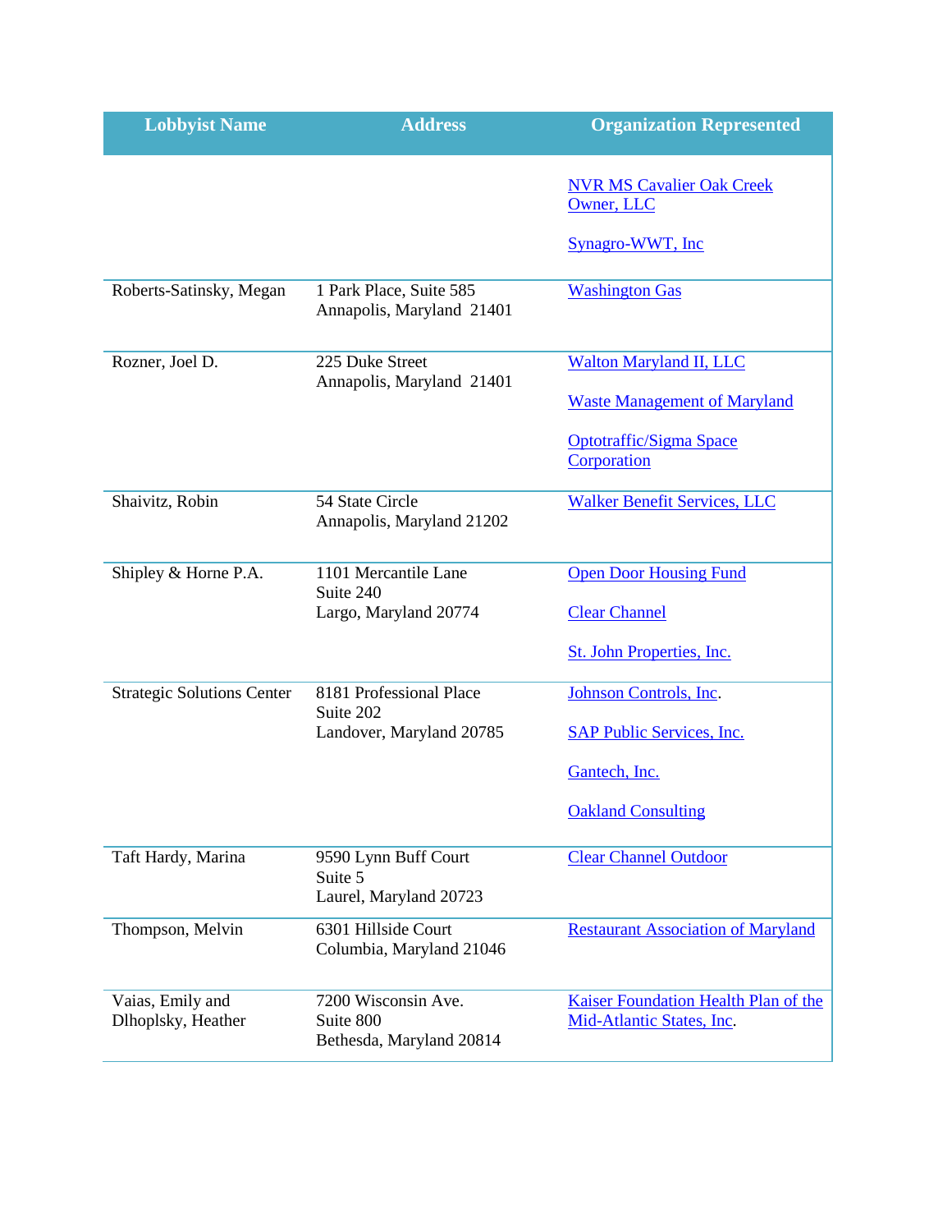| Lobbyist Name | Address | Organization Represented |
|---|---|---|
| | | NVR MS Cavalier Oak Creek Owner, LLC<br><br>Synagro-WWT, Inc |
| Roberts-Satinsky, Megan | 1 Park Place, Suite 585<br>Annapolis, Maryland 21401 | Washington Gas |
| Rozner, Joel D. | 225 Duke Street<br>Annapolis, Maryland 21401 | Walton Maryland II, LLC<br><br>Waste Management of Maryland<br><br>Optotraffic/Sigma Space Corporation |
| Shaivitz, Robin | 54 State Circle<br>Annapolis, Maryland 21202 | Walker Benefit Services, LLC |
| Shipley & Horne P.A. | 1101 Mercantile Lane<br>Suite 240<br>Largo, Maryland 20774 | Open Door Housing Fund<br><br>Clear Channel<br><br>St. John Properties, Inc. |
| Strategic Solutions Center | 8181 Professional Place<br>Suite 202<br>Landover, Maryland 20785 | Johnson Controls, Inc.<br><br>SAP Public Services, Inc.<br><br>Gantech, Inc.<br><br>Oakland Consulting |
| Taft Hardy, Marina | 9590 Lynn Buff Court<br>Suite 5<br>Laurel, Maryland 20723 | Clear Channel Outdoor |
| Thompson, Melvin | 6301 Hillside Court<br>Columbia, Maryland 21046 | Restaurant Association of Maryland |
| Vaias, Emily and Dlhoplsky, Heather | 7200 Wisconsin Ave.<br>Suite 800<br>Bethesda, Maryland 20814 | Kaiser Foundation Health Plan of the Mid-Atlantic States, Inc. |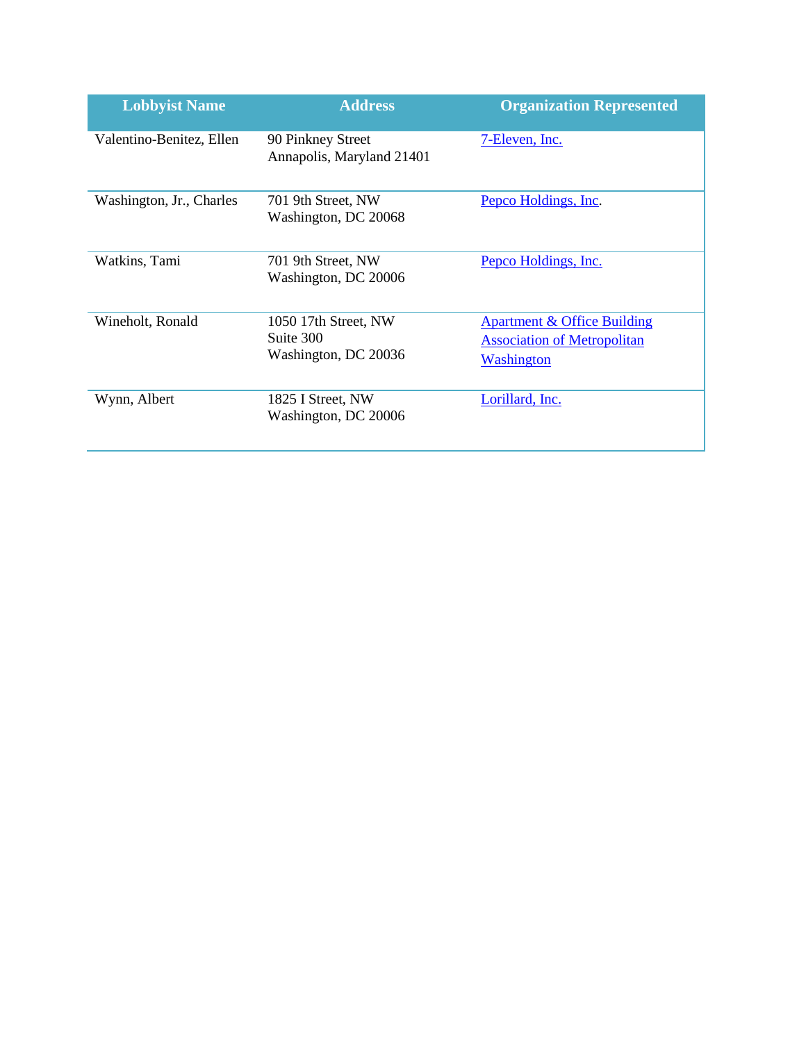| Lobbyist Name | Address | Organization Represented |
|---|---|---|
| Valentino-Benitez, Ellen | 90 Pinkney Street<br>Annapolis, Maryland 21401 | 7-Eleven, Inc. |
| Washington, Jr., Charles | 701 9th Street, NW<br>Washington, DC 20068 | Pepco Holdings, Inc. |
| Watkins, Tami | 701 9th Street, NW<br>Washington, DC 20006 | Pepco Holdings, Inc. |
| Wineholt, Ronald | 1050 17th Street, NW<br>Suite 300<br>Washington, DC 20036 | Apartment & Office Building Association of Metropolitan Washington |
| Wynn, Albert | 1825 I Street, NW<br>Washington, DC 20006 | Lorillard, Inc. |